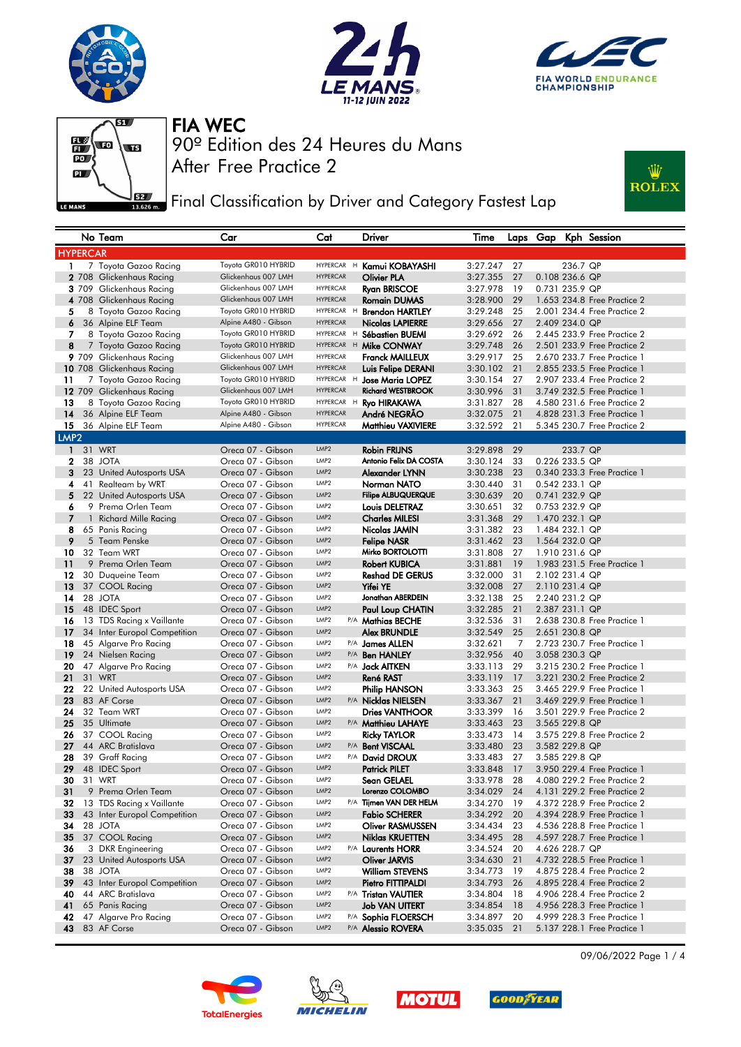# FIA WEC

## 90º Edition des 24 Heures du Mans

### After Free Practice 2

### Final Classification by Driver and Category Fastest Lap

| | No | Team | Car | Cat | | Driver | Time | Laps | Gap | Kph | Session |
|---|---|---|---|---|---|---|---|---|---|---|---|
| **HYPERCAR** | | | | | | | | | | | |
| 1 | 7 | Toyota Gazoo Racing | Toyota GR010 HYBRID | HYPERCAR | H | Kamui KOBAYASHI | 3:27.247 | 27 | | 236.7 | QP |
| 2 | 708 | Glickenhaus Racing | Glickenhaus 007 LMH | HYPERCAR | | Olivier PLA | 3:27.355 | 27 | 0.108 | 236.6 | QP |
| 3 | 709 | Glickenhaus Racing | Glickenhaus 007 LMH | HYPERCAR | | Ryan BRISCOE | 3:27.978 | 19 | 0.731 | 235.9 | QP |
| 4 | 708 | Glickenhaus Racing | Glickenhaus 007 LMH | HYPERCAR | | Romain DUMAS | 3:28.900 | 29 | 1.653 | 234.8 | Free Practice 2 |
| 5 | 8 | Toyota Gazoo Racing | Toyota GR010 HYBRID | HYPERCAR | H | Brendon HARTLEY | 3:29.248 | 25 | 2.001 | 234.4 | Free Practice 2 |
| 6 | 36 | Alpine ELF Team | Alpine A480 - Gibson | HYPERCAR | | Nicolas LAPIERRE | 3:29.656 | 27 | 2.409 | 234.0 | QP |
| 7 | 8 | Toyota Gazoo Racing | Toyota GR010 HYBRID | HYPERCAR | H | Sébastien BUEMI | 3:29.692 | 26 | 2.445 | 233.9 | Free Practice 2 |
| 8 | 7 | Toyota Gazoo Racing | Toyota GR010 HYBRID | HYPERCAR | H | Mike CONWAY | 3:29.748 | 26 | 2.501 | 233.9 | Free Practice 2 |
| 9 | 709 | Glickenhaus Racing | Glickenhaus 007 LMH | HYPERCAR | | Franck MAILLEUX | 3:29.917 | 25 | 2.670 | 233.7 | Free Practice 1 |
| 10 | 708 | Glickenhaus Racing | Glickenhaus 007 LMH | HYPERCAR | | Luis Felipe DERANI | 3:30.102 | 21 | 2.855 | 233.5 | Free Practice 1 |
| 11 | 7 | Toyota Gazoo Racing | Toyota GR010 HYBRID | HYPERCAR | H | Jose Maria LOPEZ | 3:30.154 | 27 | 2.907 | 233.4 | Free Practice 2 |
| 12 | 709 | Glickenhaus Racing | Glickenhaus 007 LMH | HYPERCAR | | Richard WESTBROOK | 3:30.996 | 31 | 3.749 | 232.5 | Free Practice 1 |
| 13 | 8 | Toyota Gazoo Racing | Toyota GR010 HYBRID | HYPERCAR | H | Ryo HIRAKAWA | 3:31.827 | 28 | 4.580 | 231.6 | Free Practice 2 |
| 14 | 36 | Alpine ELF Team | Alpine A480 - Gibson | HYPERCAR | | André NEGRÃO | 3:32.075 | 21 | 4.828 | 231.3 | Free Practice 1 |
| 15 | 36 | Alpine ELF Team | Alpine A480 - Gibson | HYPERCAR | | Matthieu VAXIVIERE | 3:32.592 | 21 | 5.345 | 230.7 | Free Practice 2 |
| **LMP2** | | | | | | | | | | | |
| 1 | 31 | WRT | Oreca 07 - Gibson | LMP2 | | Robin FRIJNS | 3:29.898 | 29 | | 233.7 | QP |
| 2 | 38 | JOTA | Oreca 07 - Gibson | LMP2 | | Antonio Felix DA COSTA | 3:30.124 | 33 | 0.226 | 233.5 | QP |
| 3 | 23 | United Autosports USA | Oreca 07 - Gibson | LMP2 | | Alexander LYNN | 3:30.238 | 23 | 0.340 | 233.3 | Free Practice 1 |
| 4 | 41 | Realteam by WRT | Oreca 07 - Gibson | LMP2 | | Norman NATO | 3:30.440 | 31 | 0.542 | 233.1 | QP |
| 5 | 22 | United Autosports USA | Oreca 07 - Gibson | LMP2 | | Filipe ALBUQUERQUE | 3:30.639 | 20 | 0.741 | 232.9 | QP |
| 6 | 9 | Prema Orlen Team | Oreca 07 - Gibson | LMP2 | | Louis DELETRAZ | 3:30.651 | 32 | 0.753 | 232.9 | QP |
| 7 | 1 | Richard Mille Racing | Oreca 07 - Gibson | LMP2 | | Charles MILESI | 3:31.368 | 29 | 1.470 | 232.1 | QP |
| 8 | 65 | Panis Racing | Oreca 07 - Gibson | LMP2 | | Nicolas JAMIN | 3:31.382 | 23 | 1.484 | 232.1 | QP |
| 9 | 5 | Team Penske | Oreca 07 - Gibson | LMP2 | | Felipe NASR | 3:31.462 | 23 | 1.564 | 232.0 | QP |
| 10 | 32 | Team WRT | Oreca 07 - Gibson | LMP2 | | Mirko BORTOLOTTI | 3:31.808 | 27 | 1.910 | 231.6 | QP |
| 11 | 9 | Prema Orlen Team | Oreca 07 - Gibson | LMP2 | | Robert KUBICA | 3:31.881 | 19 | 1.983 | 231.5 | Free Practice 1 |
| 12 | 30 | Duqueine Team | Oreca 07 - Gibson | LMP2 | | Reshad DE GERUS | 3:32.000 | 31 | 2.102 | 231.4 | QP |
| 13 | 37 | COOL Racing | Oreca 07 - Gibson | LMP2 | | Yifei YE | 3:32.008 | 27 | 2.110 | 231.4 | QP |
| 14 | 28 | JOTA | Oreca 07 - Gibson | LMP2 | | Jonathan ABERDEIN | 3:32.138 | 25 | 2.240 | 231.2 | QP |
| 15 | 48 | IDEC Sport | Oreca 07 - Gibson | LMP2 | | Paul Loup CHATIN | 3:32.285 | 21 | 2.387 | 231.1 | QP |
| 16 | 13 | TDS Racing x Vaillante | Oreca 07 - Gibson | LMP2 | P/A | Mathias BECHE | 3:32.536 | 31 | 2.638 | 230.8 | Free Practice 1 |
| 17 | 34 | Inter Europol Competition | Oreca 07 - Gibson | LMP2 | | Alex BRUNDLE | 3:32.549 | 25 | 2.651 | 230.8 | QP |
| 18 | 45 | Algarve Pro Racing | Oreca 07 - Gibson | LMP2 | P/A | James ALLEN | 3:32.621 | 7 | 2.723 | 230.7 | Free Practice 1 |
| 19 | 24 | Nielsen Racing | Oreca 07 - Gibson | LMP2 | P/A | Ben HANLEY | 3:32.956 | 40 | 3.058 | 230.3 | QP |
| 20 | 47 | Algarve Pro Racing | Oreca 07 - Gibson | LMP2 | P/A | Jack AITKEN | 3:33.113 | 29 | 3.215 | 230.2 | Free Practice 1 |
| 21 | 31 | WRT | Oreca 07 - Gibson | LMP2 | | René RAST | 3:33.119 | 17 | 3.221 | 230.2 | Free Practice 2 |
| 22 | 22 | United Autosports USA | Oreca 07 - Gibson | LMP2 | | Philip HANSON | 3:33.363 | 25 | 3.465 | 229.9 | Free Practice 1 |
| 23 | 83 | AF Corse | Oreca 07 - Gibson | LMP2 | P/A | Nicklas NIELSEN | 3:33.367 | 21 | 3.469 | 229.9 | Free Practice 1 |
| 24 | 32 | Team WRT | Oreca 07 - Gibson | LMP2 | | Dries VANTHOOR | 3:33.399 | 16 | 3.501 | 229.9 | Free Practice 2 |
| 25 | 35 | Ultimate | Oreca 07 - Gibson | LMP2 | P/A | Matthieu LAHAYE | 3:33.463 | 23 | 3.565 | 229.8 | QP |
| 26 | 37 | COOL Racing | Oreca 07 - Gibson | LMP2 | | Ricky TAYLOR | 3:33.473 | 14 | 3.575 | 229.8 | Free Practice 2 |
| 27 | 44 | ARC Bratislava | Oreca 07 - Gibson | LMP2 | P/A | Bent VISCAAL | 3:33.480 | 23 | 3.582 | 229.8 | QP |
| 28 | 39 | Graff Racing | Oreca 07 - Gibson | LMP2 | P/A | David DROUX | 3:33.483 | 27 | 3.585 | 229.8 | QP |
| 29 | 48 | IDEC Sport | Oreca 07 - Gibson | LMP2 | | Patrick PILET | 3:33.848 | 17 | 3.950 | 229.4 | Free Practice 1 |
| 30 | 31 | WRT | Oreca 07 - Gibson | LMP2 | | Sean GELAEL | 3:33.978 | 28 | 4.080 | 229.2 | Free Practice 2 |
| 31 | 9 | Prema Orlen Team | Oreca 07 - Gibson | LMP2 | | Lorenzo COLOMBO | 3:34.029 | 24 | 4.131 | 229.2 | Free Practice 2 |
| 32 | 13 | TDS Racing x Vaillante | Oreca 07 - Gibson | LMP2 | P/A | Tijmen VAN DER HELM | 3:34.270 | 19 | 4.372 | 228.9 | Free Practice 2 |
| 33 | 43 | Inter Europol Competition | Oreca 07 - Gibson | LMP2 | | Fabio SCHERER | 3:34.292 | 20 | 4.394 | 228.9 | Free Practice 1 |
| 34 | 28 | JOTA | Oreca 07 - Gibson | LMP2 | | Oliver RASMUSSEN | 3:34.434 | 23 | 4.536 | 228.8 | Free Practice 1 |
| 35 | 37 | COOL Racing | Oreca 07 - Gibson | LMP2 | | Niklas KRUETTEN | 3:34.495 | 28 | 4.597 | 228.7 | Free Practice 1 |
| 36 | 3 | DKR Engineering | Oreca 07 - Gibson | LMP2 | P/A | Laurents HORR | 3:34.524 | 20 | 4.626 | 228.7 | QP |
| 37 | 23 | United Autosports USA | Oreca 07 - Gibson | LMP2 | | Oliver JARVIS | 3:34.630 | 21 | 4.732 | 228.5 | Free Practice 1 |
| 38 | 38 | JOTA | Oreca 07 - Gibson | LMP2 | | William STEVENS | 3:34.773 | 19 | 4.875 | 228.4 | Free Practice 2 |
| 39 | 43 | Inter Europol Competition | Oreca 07 - Gibson | LMP2 | | Pietro FITTIPALDI | 3:34.793 | 26 | 4.895 | 228.4 | Free Practice 2 |
| 40 | 44 | ARC Bratislava | Oreca 07 - Gibson | LMP2 | P/A | Tristan VAUTIER | 3:34.804 | 18 | 4.906 | 228.4 | Free Practice 2 |
| 41 | 65 | Panis Racing | Oreca 07 - Gibson | LMP2 | | Job VAN UITERT | 3:34.854 | 18 | 4.956 | 228.3 | Free Practice 2 |
| 42 | 47 | Algarve Pro Racing | Oreca 07 - Gibson | LMP2 | P/A | Sophia FLOERSCH | 3:34.897 | 20 | 4.999 | 228.3 | Free Practice 1 |
| 43 | 83 | AF Corse | Oreca 07 - Gibson | LMP2 | P/A | Alessio ROVERA | 3:35.035 | 21 | 5.137 | 228.1 | Free Practice 1 |

09/06/2022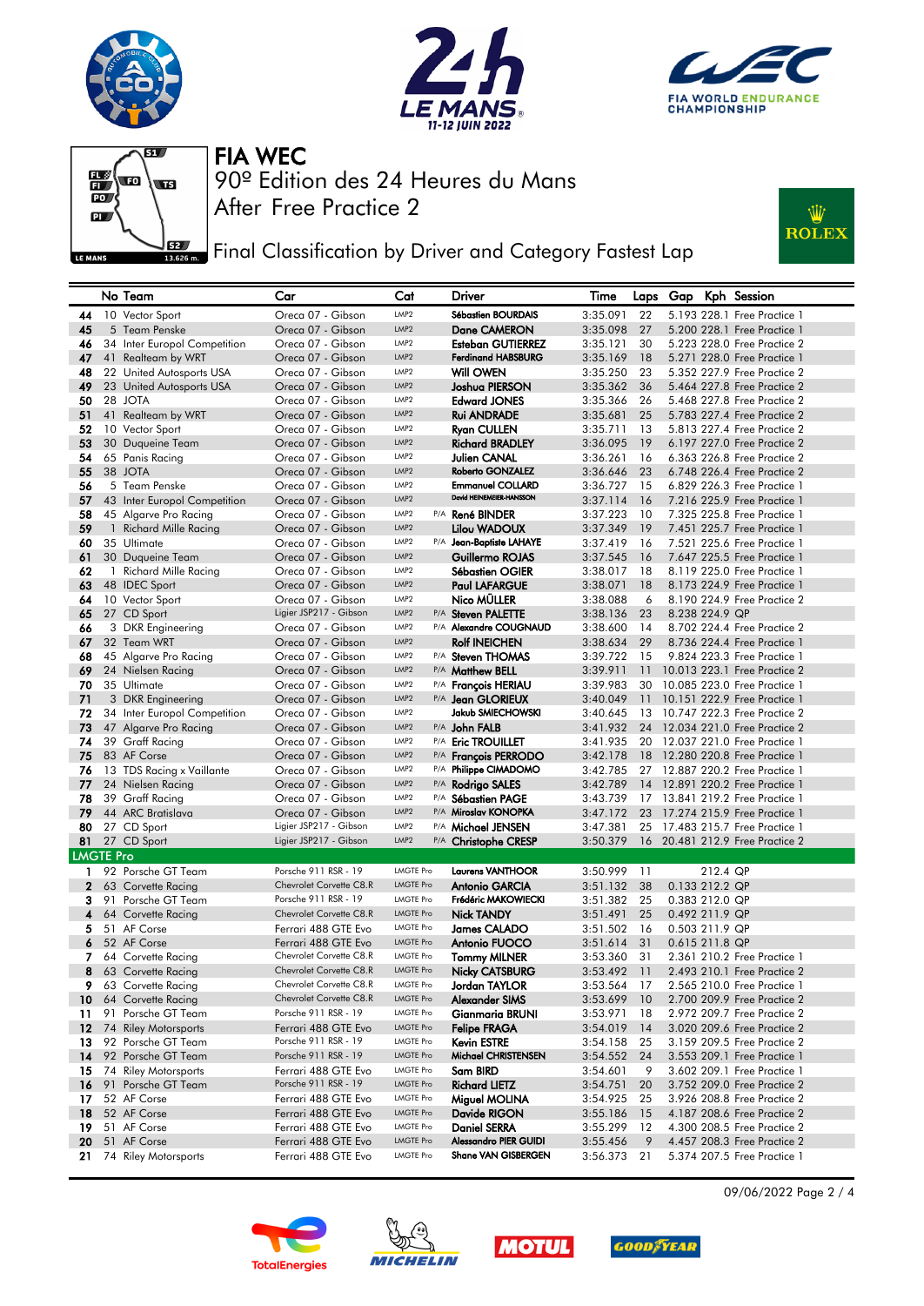# FIA WEC

## 90º Edition des 24 Heures du Mans

## After Free Practice 2

## Final Classification by Driver and Category Fastest Lap

| | No | Team | Car | Cat | | Driver | Time | Laps | Gap | Kph | Session |
|---|---|---|---|---|---|---|---|---|---|---|---|
| 44 | 10 | Vector Sport | Oreca 07 - Gibson | LMP2 | | Sébastien BOURDAIS | 3:35.091 | 22 | 5.193 | 228.1 | Free Practice 1 |
| 45 | 5 | Team Penske | Oreca 07 - Gibson | LMP2 | | Dane CAMERON | 3:35.098 | 27 | 5.200 | 228.1 | Free Practice 1 |
| 46 | 34 | Inter Europol Competition | Oreca 07 - Gibson | LMP2 | | Esteban GUTIERREZ | 3:35.121 | 30 | 5.223 | 228.0 | Free Practice 2 |
| 47 | 41 | Realteam by WRT | Oreca 07 - Gibson | LMP2 | | Ferdinand HABSBURG | 3:35.169 | 18 | 5.271 | 228.0 | Free Practice 1 |
| 48 | 22 | United Autosports USA | Oreca 07 - Gibson | LMP2 | | Will OWEN | 3:35.250 | 23 | 5.352 | 227.9 | Free Practice 2 |
| 49 | 23 | United Autosports USA | Oreca 07 - Gibson | LMP2 | | Joshua PIERSON | 3:35.362 | 36 | 5.464 | 227.8 | Free Practice 2 |
| 50 | 28 | JOTA | Oreca 07 - Gibson | LMP2 | | Edward JONES | 3:35.366 | 26 | 5.468 | 227.8 | Free Practice 2 |
| 51 | 41 | Realteam by WRT | Oreca 07 - Gibson | LMP2 | | Rui ANDRADE | 3:35.681 | 25 | 5.783 | 227.4 | Free Practice 2 |
| 52 | 10 | Vector Sport | Oreca 07 - Gibson | LMP2 | | Ryan CULLEN | 3:35.711 | 13 | 5.813 | 227.4 | Free Practice 1 |
| 53 | 30 | Duqueine Team | Oreca 07 - Gibson | LMP2 | | Richard BRADLEY | 3:36.095 | 19 | 6.197 | 227.0 | Free Practice 2 |
| 54 | 65 | Panis Racing | Oreca 07 - Gibson | LMP2 | | Julien CANAL | 3:36.261 | 16 | 6.363 | 226.8 | Free Practice 2 |
| 55 | 38 | JOTA | Oreca 07 - Gibson | LMP2 | | Roberto GONZALEZ | 3:36.646 | 23 | 6.748 | 226.4 | Free Practice 2 |
| 56 | 5 | Team Penske | Oreca 07 - Gibson | LMP2 | | Emmanuel COLLARD | 3:36.727 | 15 | 6.829 | 226.3 | Free Practice 1 |
| 57 | 43 | Inter Europol Competition | Oreca 07 - Gibson | LMP2 | | David HEINEMEIER-HANSSON | 3:37.114 | 16 | 7.216 | 225.9 | Free Practice 1 |
| 58 | 45 | Algarve Pro Racing | Oreca 07 - Gibson | LMP2 | P/A | René BINDER | 3:37.223 | 10 | 7.325 | 225.8 | Free Practice 1 |
| 59 | 1 | Richard Mille Racing | Oreca 07 - Gibson | LMP2 | | Lilou WADOUX | 3:37.349 | 19 | 7.451 | 225.7 | Free Practice 1 |
| 60 | 35 | Ultimate | Oreca 07 - Gibson | LMP2 | P/A | Jean-Baptiste LAHAYE | 3:37.419 | 16 | 7.521 | 225.6 | Free Practice 1 |
| 61 | 30 | Duqueine Team | Oreca 07 - Gibson | LMP2 | | Guillermo ROJAS | 3:37.545 | 16 | 7.647 | 225.5 | Free Practice 1 |
| 62 | 1 | Richard Mille Racing | Oreca 07 - Gibson | LMP2 | | Sébastien OGIER | 3:38.017 | 18 | 8.119 | 225.0 | Free Practice 1 |
| 63 | 48 | IDEC Sport | Oreca 07 - Gibson | LMP2 | | Paul LAFARGUE | 3:38.071 | 18 | 8.173 | 224.9 | Free Practice 1 |
| 64 | 10 | Vector Sport | Oreca 07 - Gibson | LMP2 | | Nico MÜLLER | 3:38.088 | 6 | 8.190 | 224.9 | Free Practice 2 |
| 65 | 27 | CD Sport | Ligier JSP217 - Gibson | LMP2 | P/A | Steven PALETTE | 3:38.136 | 23 | 8.238 | 224.9 | QP |
| 66 | 3 | DKR Engineering | Oreca 07 - Gibson | LMP2 | P/A | Alexandre COUGNAUD | 3:38.600 | 14 | 8.702 | 224.4 | Free Practice 2 |
| 67 | 32 | Team WRT | Oreca 07 - Gibson | LMP2 | | Rolf INEICHEN | 3:38.634 | 29 | 8.736 | 224.4 | Free Practice 1 |
| 68 | 45 | Algarve Pro Racing | Oreca 07 - Gibson | LMP2 | P/A | Steven THOMAS | 3:39.722 | 15 | 9.824 | 223.3 | Free Practice 1 |
| 69 | 24 | Nielsen Racing | Oreca 07 - Gibson | LMP2 | P/A | Matthew BELL | 3:39.911 | 11 | 10.013 | 223.1 | Free Practice 2 |
| 70 | 35 | Ultimate | Oreca 07 - Gibson | LMP2 | P/A | François HERIAU | 3:39.983 | 30 | 10.085 | 223.0 | Free Practice 1 |
| 71 | 3 | DKR Engineering | Oreca 07 - Gibson | LMP2 | P/A | Jean GLORIEUX | 3:40.049 | 11 | 10.151 | 222.9 | Free Practice 1 |
| 72 | 34 | Inter Europol Competition | Oreca 07 - Gibson | LMP2 | | Jakub SMIECHOWSKI | 3:40.645 | 13 | 10.747 | 222.3 | Free Practice 2 |
| 73 | 47 | Algarve Pro Racing | Oreca 07 - Gibson | LMP2 | P/A | John FALB | 3:41.932 | 24 | 12.034 | 221.0 | Free Practice 2 |
| 74 | 39 | Graff Racing | Oreca 07 - Gibson | LMP2 | P/A | Eric TROUILLET | 3:41.935 | 20 | 12.037 | 221.0 | Free Practice 1 |
| 75 | 83 | AF Corse | Oreca 07 - Gibson | LMP2 | P/A | François PERRODO | 3:42.178 | 18 | 12.280 | 220.8 | Free Practice 1 |
| 76 | 13 | TDS Racing x Vaillante | Oreca 07 - Gibson | LMP2 | P/A | Philippe CIMADOMO | 3:42.785 | 27 | 12.887 | 220.2 | Free Practice 1 |
| 77 | 24 | Nielsen Racing | Oreca 07 - Gibson | LMP2 | P/A | Rodrigo SALES | 3:42.789 | 14 | 12.891 | 220.2 | Free Practice 1 |
| 78 | 39 | Graff Racing | Oreca 07 - Gibson | LMP2 | P/A | Sébastien PAGE | 3:43.739 | 17 | 13.841 | 219.2 | Free Practice 1 |
| 79 | 44 | ARC Bratislava | Oreca 07 - Gibson | LMP2 | P/A | Miroslav KONOPKA | 3:47.172 | 23 | 17.274 | 215.9 | Free Practice 1 |
| 80 | 27 | CD Sport | Ligier JSP217 - Gibson | LMP2 | P/A | Michael JENSEN | 3:47.381 | 25 | 17.483 | 215.7 | Free Practice 1 |
| 81 | 27 | CD Sport | Ligier JSP217 - Gibson | LMP2 | P/A | Christophe CRESP | 3:50.379 | 16 | 20.481 | 212.9 | Free Practice 2 |
| **LMGTE Pro** | | | | | | | | | | | |
| 1 | 92 | Porsche GT Team | Porsche 911 RSR - 19 | LMGTE Pro | | Laurens VANTHOOR | 3:50.999 | 11 | | 212.4 | QP |
| 2 | 63 | Corvette Racing | Chevrolet Corvette C8.R | LMGTE Pro | | Antonio GARCIA | 3:51.132 | 38 | 0.133 | 212.2 | QP |
| 3 | 91 | Porsche GT Team | Porsche 911 RSR - 19 | LMGTE Pro | | Frédéric MAKOWIECKI | 3:51.382 | 25 | 0.383 | 212.0 | QP |
| 4 | 64 | Corvette Racing | Chevrolet Corvette C8.R | LMGTE Pro | | Nick TANDY | 3:51.491 | 25 | 0.492 | 211.9 | QP |
| 5 | 51 | AF Corse | Ferrari 488 GTE Evo | LMGTE Pro | | James CALADO | 3:51.502 | 16 | 0.503 | 211.9 | QP |
| 6 | 52 | AF Corse | Ferrari 488 GTE Evo | LMGTE Pro | | Antonio FUOCO | 3:51.614 | 31 | 0.615 | 211.8 | QP |
| 7 | 64 | Corvette Racing | Chevrolet Corvette C8.R | LMGTE Pro | | Tommy MILNER | 3:53.360 | 31 | 2.361 | 210.2 | Free Practice 1 |
| 8 | 63 | Corvette Racing | Chevrolet Corvette C8.R | LMGTE Pro | | Nicky CATSBURG | 3:53.492 | 11 | 2.493 | 210.1 | Free Practice 2 |
| 9 | 63 | Corvette Racing | Chevrolet Corvette C8.R | LMGTE Pro | | Jordan TAYLOR | 3:53.564 | 17 | 2.565 | 210.0 | Free Practice 1 |
| 10 | 64 | Corvette Racing | Chevrolet Corvette C8.R | LMGTE Pro | | Alexander SIMS | 3:53.699 | 10 | 2.700 | 209.9 | Free Practice 2 |
| 11 | 91 | Porsche GT Team | Porsche 911 RSR - 19 | LMGTE Pro | | Gianmaria BRUNI | 3:53.971 | 18 | 2.972 | 209.7 | Free Practice 2 |
| 12 | 74 | Riley Motorsports | Ferrari 488 GTE Evo | LMGTE Pro | | Felipe FRAGA | 3:54.019 | 14 | 3.020 | 209.6 | Free Practice 2 |
| 13 | 92 | Porsche GT Team | Porsche 911 RSR - 19 | LMGTE Pro | | Kevin ESTRE | 3:54.158 | 25 | 3.159 | 209.5 | Free Practice 2 |
| 14 | 92 | Porsche GT Team | Porsche 911 RSR - 19 | LMGTE Pro | | Michael CHRISTENSEN | 3:54.552 | 24 | 3.553 | 209.1 | Free Practice 1 |
| 15 | 74 | Riley Motorsports | Ferrari 488 GTE Evo | LMGTE Pro | | Sam BIRD | 3:54.601 | 9 | 3.602 | 209.1 | Free Practice 1 |
| 16 | 91 | Porsche GT Team | Porsche 911 RSR - 19 | LMGTE Pro | | Richard LIETZ | 3:54.751 | 20 | 3.752 | 209.0 | Free Practice 2 |
| 17 | 52 | AF Corse | Ferrari 488 GTE Evo | LMGTE Pro | | Miguel MOLINA | 3:54.925 | 25 | 3.926 | 208.8 | Free Practice 2 |
| 18 | 52 | AF Corse | Ferrari 488 GTE Evo | LMGTE Pro | | Davide RIGON | 3:55.186 | 15 | 4.187 | 208.6 | Free Practice 2 |
| 19 | 51 | AF Corse | Ferrari 488 GTE Evo | LMGTE Pro | | Daniel SERRA | 3:55.299 | 12 | 4.300 | 208.5 | Free Practice 2 |
| 20 | 51 | AF Corse | Ferrari 488 GTE Evo | LMGTE Pro | | Alessandro PIER GUIDI | 3:55.456 | 9 | 4.457 | 208.3 | Free Practice 2 |
| 21 | 74 | Riley Motorsports | Ferrari 488 GTE Evo | LMGTE Pro | | Shane VAN GISBERGEN | 3:56.373 | 21 | 5.374 | 207.5 | Free Practice 1 |

09/06/2022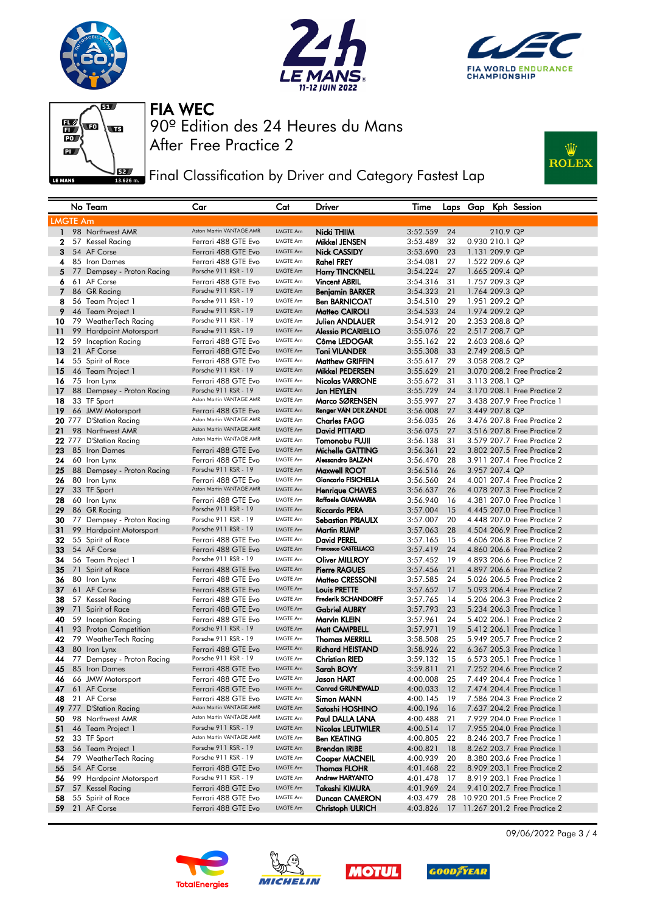# FIA WEC

## 90º Edition des 24 Heures du Mans

## After Free Practice 2

## Final Classification by Driver and Category Fastest Lap

| | No | Team | Car | Cat | Driver | Time | Laps | Gap | Kph | Session |
|---|---|---|---|---|---|---|---|---|---|---|
| **LMGTE Am** | | | | | | | | | | |
| 1 | 98 | Northwest AMR | Aston Martin VANTAGE AMR | LMGTE Am | Nicki THIIM | 3:52.559 | 24 | | 210.9 | QP |
| 2 | 57 | Kessel Racing | Ferrari 488 GTE Evo | LMGTE Am | Mikkel JENSEN | 3:53.489 | 32 | 0.930 | 210.1 | QP |
| 3 | 54 | AF Corse | Ferrari 488 GTE Evo | LMGTE Am | Nick CASSIDY | 3:53.690 | 23 | 1.131 | 209.9 | QP |
| 4 | 85 | Iron Dames | Ferrari 488 GTE Evo | LMGTE Am | Rahel FREY | 3:54.081 | 27 | 1.522 | 209.6 | QP |
| 5 | 77 | Dempsey - Proton Racing | Porsche 911 RSR - 19 | LMGTE Am | Harry TINCKNELL | 3:54.224 | 27 | 1.665 | 209.4 | QP |
| 6 | 61 | AF Corse | Ferrari 488 GTE Evo | LMGTE Am | Vincent ABRIL | 3:54.316 | 31 | 1.757 | 209.3 | QP |
| 7 | 86 | GR Racing | Porsche 911 RSR - 19 | LMGTE Am | Benjamin BARKER | 3:54.323 | 21 | 1.764 | 209.3 | QP |
| 8 | 56 | Team Project 1 | Porsche 911 RSR - 19 | LMGTE Am | Ben BARNICOAT | 3:54.510 | 29 | 1.951 | 209.2 | QP |
| 9 | 46 | Team Project 1 | Porsche 911 RSR - 19 | LMGTE Am | Matteo CAIROLI | 3:54.533 | 24 | 1.974 | 209.2 | QP |
| 10 | 79 | WeatherTech Racing | Porsche 911 RSR - 19 | LMGTE Am | Julien ANDLAUER | 3:54.912 | 20 | 2.353 | 208.8 | QP |
| 11 | 99 | Hardpoint Motorsport | Porsche 911 RSR - 19 | LMGTE Am | Alessio PICARIELLO | 3:55.076 | 22 | 2.517 | 208.7 | QP |
| 12 | 59 | Inception Racing | Ferrari 488 GTE Evo | LMGTE Am | Côme LEDOGAR | 3:55.162 | 22 | 2.603 | 208.6 | QP |
| 13 | 21 | AF Corse | Ferrari 488 GTE Evo | LMGTE Am | Toni VILANDER | 3:55.308 | 33 | 2.749 | 208.5 | QP |
| 14 | 55 | Spirit of Race | Ferrari 488 GTE Evo | LMGTE Am | Matthew GRIFFIN | 3:55.617 | 29 | 3.058 | 208.2 | QP |
| 15 | 46 | Team Project 1 | Porsche 911 RSR - 19 | LMGTE Am | Mikkel PEDERSEN | 3:55.629 | 21 | 3.070 | 208.2 | Free Practice 2 |
| 16 | 75 | Iron Lynx | Ferrari 488 GTE Evo | LMGTE Am | Nicolas VARRONE | 3:55.672 | 31 | 3.113 | 208.1 | QP |
| 17 | 88 | Dempsey - Proton Racing | Porsche 911 RSR - 19 | LMGTE Am | Jan HEYLEN | 3:55.729 | 24 | 3.170 | 208.1 | Free Practice 2 |
| 18 | 33 | TF Sport | Aston Martin VANTAGE AMR | LMGTE Am | Marco SØRENSEN | 3:55.997 | 27 | 3.438 | 207.9 | Free Practice 1 |
| 19 | 66 | JMW Motorsport | Ferrari 488 GTE Evo | LMGTE Am | Renger VAN DER ZANDE | 3:56.008 | 27 | 3.449 | 207.8 | QP |
| 20 | 777 | D'Station Racing | Aston Martin VANTAGE AMR | LMGTE Am | Charles FAGG | 3:56.035 | 26 | 3.476 | 207.8 | Free Practice 2 |
| 21 | 98 | Northwest AMR | Aston Martin VANTAGE AMR | LMGTE Am | David PITTARD | 3:56.075 | 27 | 3.516 | 207.8 | Free Practice 2 |
| 22 | 777 | D'Station Racing | Aston Martin VANTAGE AMR | LMGTE Am | Tomonobu FUJII | 3:56.138 | 31 | 3.579 | 207.7 | Free Practice 2 |
| 23 | 85 | Iron Dames | Ferrari 488 GTE Evo | LMGTE Am | Michelle GATTING | 3:56.361 | 22 | 3.802 | 207.5 | Free Practice 2 |
| 24 | 60 | Iron Lynx | Ferrari 488 GTE Evo | LMGTE Am | Alessandro BALZAN | 3:56.470 | 28 | 3.911 | 207.4 | Free Practice 2 |
| 25 | 88 | Dempsey - Proton Racing | Porsche 911 RSR - 19 | LMGTE Am | Maxwell ROOT | 3:56.516 | 26 | 3.957 | 207.4 | QP |
| 26 | 80 | Iron Lynx | Ferrari 488 GTE Evo | LMGTE Am | Giancarlo FISICHELLA | 3:56.560 | 24 | 4.001 | 207.4 | Free Practice 2 |
| 27 | 33 | TF Sport | Aston Martin VANTAGE AMR | LMGTE Am | Henrique CHAVES | 3:56.637 | 26 | 4.078 | 207.3 | Free Practice 2 |
| 28 | 60 | Iron Lynx | Ferrari 488 GTE Evo | LMGTE Am | Raffaele GIAMMARIA | 3:56.940 | 16 | 4.381 | 207.0 | Free Practice 1 |
| 29 | 86 | GR Racing | Porsche 911 RSR - 19 | LMGTE Am | Riccardo PERA | 3:57.004 | 15 | 4.445 | 207.0 | Free Practice 1 |
| 30 | 77 | Dempsey - Proton Racing | Porsche 911 RSR - 19 | LMGTE Am | Sebastian PRIAULX | 3:57.007 | 20 | 4.448 | 207.0 | Free Practice 2 |
| 31 | 99 | Hardpoint Motorsport | Porsche 911 RSR - 19 | LMGTE Am | Martin RUMP | 3:57.063 | 28 | 4.504 | 206.9 | Free Practice 2 |
| 32 | 55 | Spirit of Race | Ferrari 488 GTE Evo | LMGTE Am | David PEREL | 3:57.165 | 15 | 4.606 | 206.8 | Free Practice 2 |
| 33 | 54 | AF Corse | Ferrari 488 GTE Evo | LMGTE Am | Francesco CASTELLACCI | 3:57.419 | 24 | 4.860 | 206.6 | Free Practice 2 |
| 34 | 56 | Team Project 1 | Porsche 911 RSR - 19 | LMGTE Am | Oliver MILLROY | 3:57.452 | 19 | 4.893 | 206.6 | Free Practice 2 |
| 35 | 71 | Spirit of Race | Ferrari 488 GTE Evo | LMGTE Am | Pierre RAGUES | 3:57.456 | 21 | 4.897 | 206.6 | Free Practice 2 |
| 36 | 80 | Iron Lynx | Ferrari 488 GTE Evo | LMGTE Am | Matteo CRESSONI | 3:57.585 | 24 | 5.026 | 206.5 | Free Practice 2 |
| 37 | 61 | AF Corse | Ferrari 488 GTE Evo | LMGTE Am | Louis PRETTE | 3:57.652 | 17 | 5.093 | 206.4 | Free Practice 2 |
| 38 | 57 | Kessel Racing | Ferrari 488 GTE Evo | LMGTE Am | Frederik SCHANDORFF | 3:57.765 | 14 | 5.206 | 206.3 | Free Practice 2 |
| 39 | 71 | Spirit of Race | Ferrari 488 GTE Evo | LMGTE Am | Gabriel AUBRY | 3:57.793 | 23 | 5.234 | 206.3 | Free Practice 1 |
| 40 | 59 | Inception Racing | Ferrari 488 GTE Evo | LMGTE Am | Marvin KLEIN | 3:57.961 | 24 | 5.402 | 206.1 | Free Practice 2 |
| 41 | 93 | Proton Competition | Porsche 911 RSR - 19 | LMGTE Am | Matt CAMPBELL | 3:57.971 | 19 | 5.412 | 206.1 | Free Practice 1 |
| 42 | 79 | WeatherTech Racing | Porsche 911 RSR - 19 | LMGTE Am | Thomas MERRILL | 3:58.508 | 25 | 5.949 | 205.7 | Free Practice 2 |
| 43 | 80 | Iron Lynx | Ferrari 488 GTE Evo | LMGTE Am | Richard HEISTAND | 3:58.926 | 22 | 6.367 | 205.3 | Free Practice 2 |
| 44 | 77 | Dempsey - Proton Racing | Porsche 911 RSR - 19 | LMGTE Am | Christian RIED | 3:59.132 | 15 | 6.573 | 205.1 | Free Practice 1 |
| 45 | 85 | Iron Dames | Ferrari 488 GTE Evo | LMGTE Am | Sarah BOVY | 3:59.811 | 21 | 7.252 | 204.6 | Free Practice 2 |
| 46 | 66 | JMW Motorsport | Ferrari 488 GTE Evo | LMGTE Am | Jason HART | 4:00.008 | 25 | 7.449 | 204.4 | Free Practice 1 |
| 47 | 61 | AF Corse | Ferrari 488 GTE Evo | LMGTE Am | Conrad GRUNEWALD | 4:00.033 | 12 | 7.474 | 204.4 | Free Practice 1 |
| 48 | 21 | AF Corse | Ferrari 488 GTE Evo | LMGTE Am | Simon MANN | 4:00.145 | 19 | 7.586 | 204.3 | Free Practice 2 |
| 49 | 777 | D'Station Racing | Aston Martin VANTAGE AMR | LMGTE Am | Satoshi HOSHINO | 4:00.196 | 16 | 7.637 | 204.2 | Free Practice 1 |
| 50 | 98 | Northwest AMR | Aston Martin VANTAGE AMR | LMGTE Am | Paul DALLA LANA | 4:00.488 | 21 | 7.929 | 204.0 | Free Practice 1 |
| 51 | 46 | Team Project 1 | Porsche 911 RSR - 19 | LMGTE Am | Nicolas LEUTWILER | 4:00.514 | 17 | 7.955 | 204.0 | Free Practice 1 |
| 52 | 33 | TF Sport | Aston Martin VANTAGE AMR | LMGTE Am | Ben KEATING | 4:00.805 | 22 | 8.246 | 203.7 | Free Practice 1 |
| 53 | 56 | Team Project 1 | Porsche 911 RSR - 19 | LMGTE Am | Brendan IRIBE | 4:00.821 | 18 | 8.262 | 203.7 | Free Practice 1 |
| 54 | 79 | WeatherTech Racing | Porsche 911 RSR - 19 | LMGTE Am | Cooper MACNEIL | 4:00.939 | 20 | 8.380 | 203.6 | Free Practice 1 |
| 55 | 54 | AF Corse | Ferrari 488 GTE Evo | LMGTE Am | Thomas FLOHR | 4:01.468 | 22 | 8.909 | 203.1 | Free Practice 1 |
| 56 | 99 | Hardpoint Motorsport | Porsche 911 RSR - 19 | LMGTE Am | Andrew HARYANTO | 4:01.478 | 17 | 8.919 | 203.1 | Free Practice 1 |
| 57 | 57 | Kessel Racing | Ferrari 488 GTE Evo | LMGTE Am | Takeshi KIMURA | 4:01.969 | 24 | 9.410 | 202.7 | Free Practice 1 |
| 58 | 55 | Spirit of Race | Ferrari 488 GTE Evo | LMGTE Am | Duncan CAMERON | 4:03.479 | 28 | 10.920 | 201.5 | Free Practice 2 |
| 59 | 21 | AF Corse | Ferrari 488 GTE Evo | LMGTE Am | Christoph ULRICH | 4:03.826 | 17 | 11.267 | 201.2 | Free Practice 2 |

09/06/2022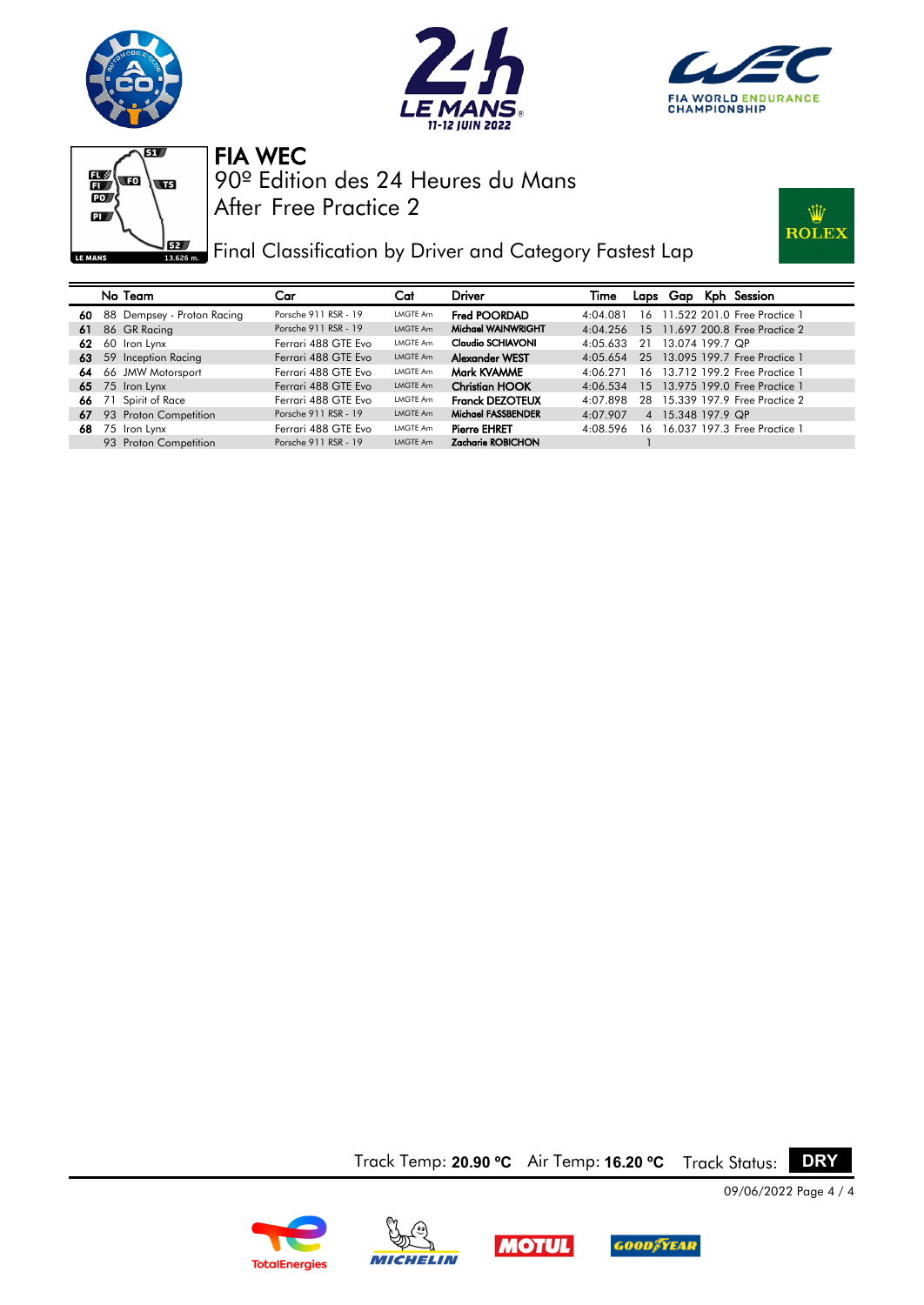# FIA WEC

## 90º Edition des 24 Heures du Mans

## After Free Practice 2

### Final Classification by Driver and Category Fastest Lap

| | No | Team | Car | Cat | Driver | Time | Laps | Gap | Kph | Session |
|---|---|---|---|---|---|---|---|---|---|---|
| 60 | 88 | Dempsey - Proton Racing | Porsche 911 RSR - 19 | LMGTE Am | Fred POORDAD | 4:04.081 | 16 | 11.522 | 201.0 | Free Practice 1 |
| 61 | 86 | GR Racing | Porsche 911 RSR - 19 | LMGTE Am | Michael WAINWRIGHT | 4:04.256 | 15 | 11.697 | 200.8 | Free Practice 2 |
| 62 | 60 | Iron Lynx | Ferrari 488 GTE Evo | LMGTE Am | Claudio SCHIAVONI | 4:05.633 | 21 | 13.074 | 199.7 | QP |
| 63 | 59 | Inception Racing | Ferrari 488 GTE Evo | LMGTE Am | Alexander WEST | 4:05.654 | 25 | 13.095 | 199.7 | Free Practice 1 |
| 64 | 66 | JMW Motorsport | Ferrari 488 GTE Evo | LMGTE Am | Mark KVAMME | 4:06.271 | 16 | 13.712 | 199.2 | Free Practice 1 |
| 65 | 75 | Iron Lynx | Ferrari 488 GTE Evo | LMGTE Am | Christian HOOK | 4:06.534 | 15 | 13.975 | 199.0 | Free Practice 1 |
| 66 | 71 | Spirit of Race | Ferrari 488 GTE Evo | LMGTE Am | Franck DEZOTEUX | 4:07.898 | 28 | 15.339 | 197.9 | Free Practice 2 |
| 67 | 93 | Proton Competition | Porsche 911 RSR - 19 | LMGTE Am | Michael FASSBENDER | 4:07.907 | 4 | 15.348 | 197.9 | QP |
| 68 | 75 | Iron Lynx | Ferrari 488 GTE Evo | LMGTE Am | Pierre EHRET | 4:08.596 | 16 | 16.037 | 197.3 | Free Practice 1 |
| | 93 | Proton Competition | Porsche 911 RSR - 19 | LMGTE Am | Zacharie ROBICHON | | 1 | | | |

Track Temp: **20.90 ºC** Air Temp: **16.20 ºC** Track Status: **DRY**

09/06/2022